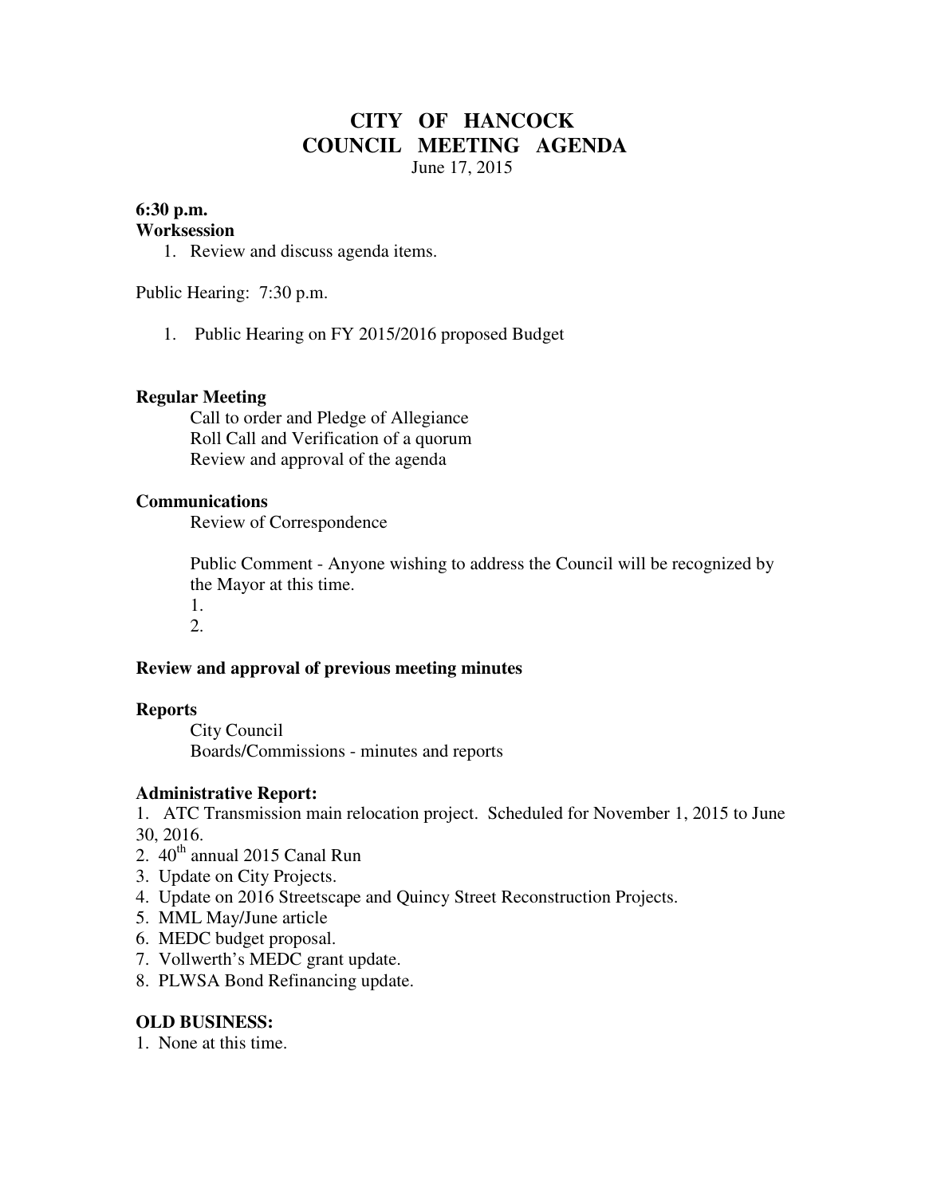# CITY OF HANCOCK
# COUNCIL MEETING AGENDA

June 17, 2015

**6:30 p.m.**
**Worksession**

1. Review and discuss agenda items.

Public Hearing: 7:30 p.m.

1. Public Hearing on FY 2015/2016 proposed Budget

**Regular Meeting**

Call to order and Pledge of Allegiance
Roll Call and Verification of a quorum
Review and approval of the agenda

**Communications**

Review of Correspondence

Public Comment - Anyone wishing to address the Council will be recognized by the Mayor at this time.

1.
2.

**Review and approval of previous meeting minutes**

**Reports**

City Council
Boards/Commissions - minutes and reports

**Administrative Report:**

1. ATC Transmission main relocation project. Scheduled for November 1, 2015 to June 30, 2016.
2. 40th annual 2015 Canal Run
3. Update on City Projects.
4. Update on 2016 Streetscape and Quincy Street Reconstruction Projects.
5. MML May/June article
6. MEDC budget proposal.
7. Vollwerth's MEDC grant update.
8. PLWSA Bond Refinancing update.

**OLD BUSINESS:**

1. None at this time.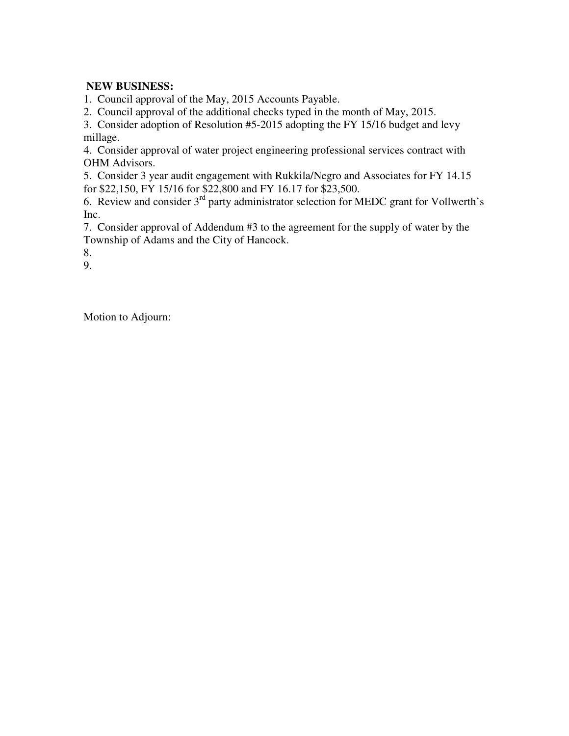**NEW BUSINESS:**

1. Council approval of the May, 2015 Accounts Payable.
2. Council approval of the additional checks typed in the month of May, 2015.
3. Consider adoption of Resolution #5-2015 adopting the FY 15/16 budget and levy millage.
4. Consider approval of water project engineering professional services contract with OHM Advisors.
5. Consider 3 year audit engagement with Rukkila/Negro and Associates for FY 14.15 for $22,150, FY 15/16 for $22,800 and FY 16.17 for $23,500.
6. Review and consider 3rd party administrator selection for MEDC grant for Vollwerth's Inc.
7. Consider approval of Addendum #3 to the agreement for the supply of water by the Township of Adams and the City of Hancock.
8. 
9. 

Motion to Adjourn: